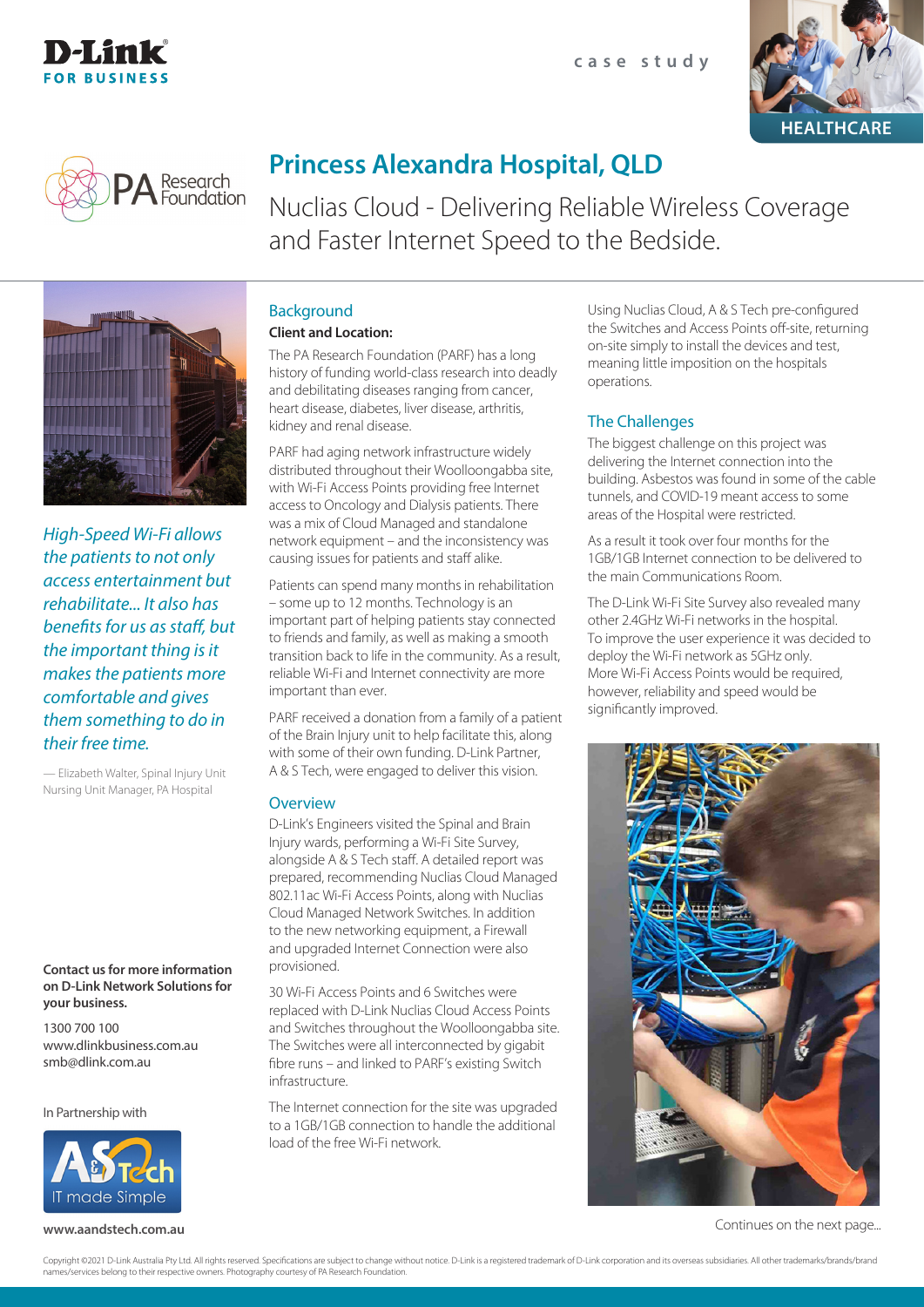D-Link FOR BUSINESS

case study

HEALTHCARE

PA Research Foundation

# Princess Alexandra Hospital, QLD

## Nuclias Cloud - Delivering Reliable Wireless Coverage and Faster Internet Speed to the Bedside.

*High-Speed Wi-Fi allows the patients to not only access entertainment but rehabilitate... It also has benefits for us as staff, but the important thing is it makes the patients more comfortable and gives them something to do in their free time.*

— Elizabeth Walter, Spinal Injury Unit Nursing Unit Manager, PA Hospital

### Background

**Client and Location:**

The PA Research Foundation (PARF) has a long history of funding world-class research into deadly and debilitating diseases ranging from cancer, heart disease, diabetes, liver disease, arthritis, kidney and renal disease.

PARF had aging network infrastructure widely distributed throughout their Woolloongabba site, with Wi-Fi Access Points providing free Internet access to Oncology and Dialysis patients. There was a mix of Cloud Managed and standalone network equipment – and the inconsistency was causing issues for patients and staff alike.

Patients can spend many months in rehabilitation – some up to 12 months. Technology is an important part of helping patients stay connected to friends and family, as well as making a smooth transition back to life in the community. As a result, reliable Wi-Fi and Internet connectivity are more important than ever.

PARF received a donation from a family of a patient of the Brain Injury unit to help facilitate this, along with some of their own funding. D-Link Partner, A & S Tech, were engaged to deliver this vision.

### Overview

D-Link's Engineers visited the Spinal and Brain Injury wards, performing a Wi-Fi Site Survey, alongside A & S Tech staff. A detailed report was prepared, recommending Nuclias Cloud Managed 802.11ac Wi-Fi Access Points, along with Nuclias Cloud Managed Network Switches. In addition to the new networking equipment, a Firewall and upgraded Internet Connection were also provisioned.

30 Wi-Fi Access Points and 6 Switches were replaced with D-Link Nuclias Cloud Access Points and Switches throughout the Woolloongabba site. The Switches were all interconnected by gigabit fibre runs – and linked to PARF's existing Switch infrastructure.

The Internet connection for the site was upgraded to a 1GB/1GB connection to handle the additional load of the free Wi-Fi network.

Using Nuclias Cloud, A & S Tech pre-configured the Switches and Access Points off-site, returning on-site simply to install the devices and test, meaning little imposition on the hospitals operations.

### The Challenges

The biggest challenge on this project was delivering the Internet connection into the building. Asbestos was found in some of the cable tunnels, and COVID-19 meant access to some areas of the Hospital were restricted.

As a result it took over four months for the 1GB/1GB Internet connection to be delivered to the main Communications Room.

The D-Link Wi-Fi Site Survey also revealed many other 2.4GHz Wi-Fi networks in the hospital. To improve the user experience it was decided to deploy the Wi-Fi network as 5GHz only. More Wi-Fi Access Points would be required, however, reliability and speed would be significantly improved.

Continues on the next page...

**Contact us for more information on D-Link Network Solutions for your business.**

1300 700 100
www.dlinkbusiness.com.au
smb@dlink.com.au

In Partnership with

A&S Tech IT made Simple

**www.aandstech.com.au**

Copyright ©2021 D-Link Australia Pty Ltd. All rights reserved. Specifications are subject to change without notice. D-Link is a registered trademark of D-Link corporation and its overseas subsidiaries. All other trademarks/brands/brand names/services belong to their respective owners. Photography courtesy of PA Research Foundation.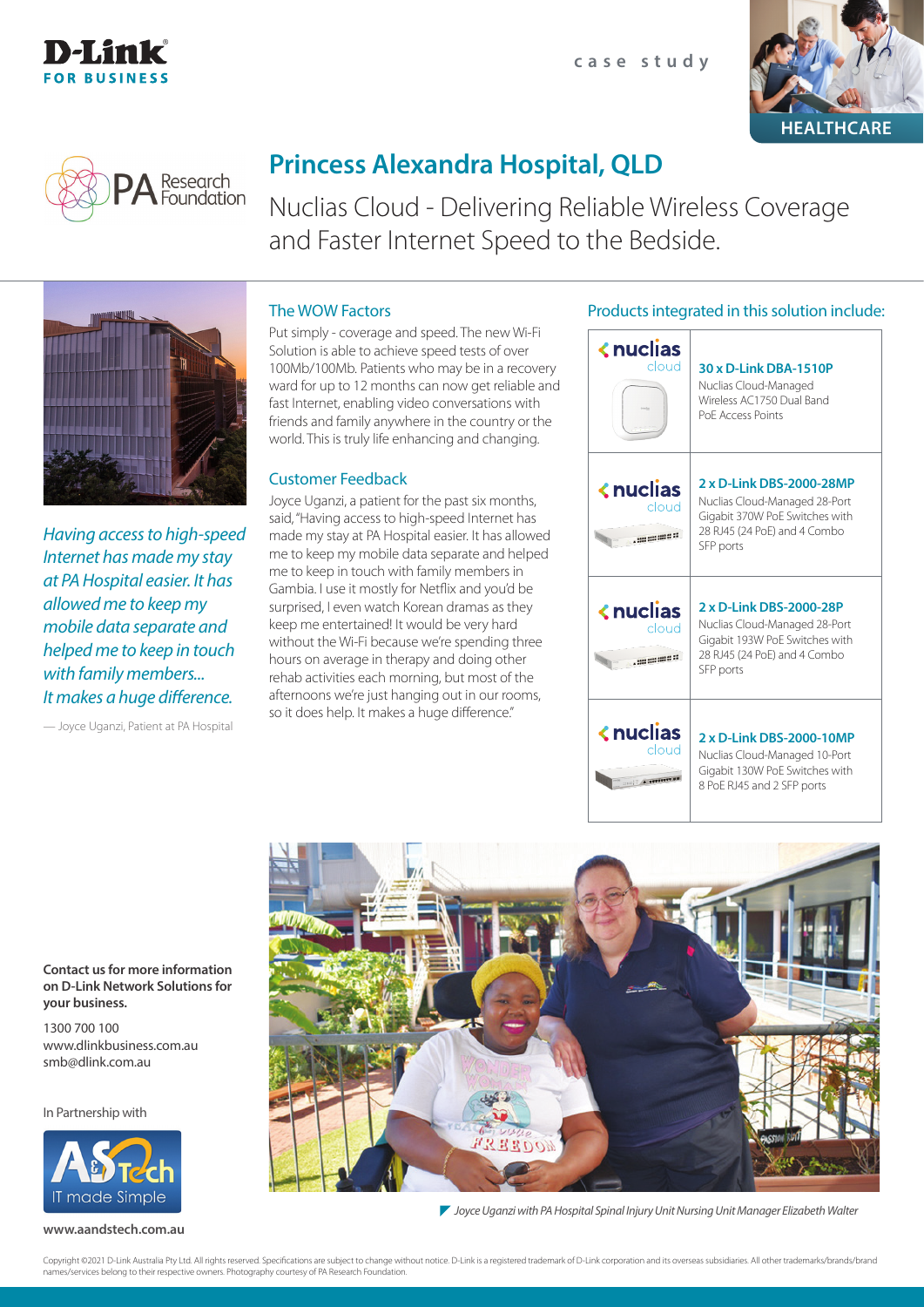D-Link FOR BUSINESS

case study

HEALTHCARE

PA Research Foundation

# Princess Alexandra Hospital, QLD

## Nuclias Cloud - Delivering Reliable Wireless Coverage and Faster Internet Speed to the Bedside.

*Having access to high-speed Internet has made my stay at PA Hospital easier. It has allowed me to keep my mobile data separate and helped me to keep in touch with family members... It makes a huge difference.*

— Joyce Uganzi, Patient at PA Hospital

### The WOW Factors

Put simply - coverage and speed. The new Wi-Fi Solution is able to achieve speed tests of over 100Mb/100Mb. Patients who may be in a recovery ward for up to 12 months can now get reliable and fast Internet, enabling video conversations with friends and family anywhere in the country or the world. This is truly life enhancing and changing.

### Customer Feedback

Joyce Uganzi, a patient for the past six months, said, "Having access to high-speed Internet has made my stay at PA Hospital easier. It has allowed me to keep my mobile data separate and helped me to keep in touch with family members in Gambia. I use it mostly for Netflix and you'd be surprised, I even watch Korean dramas as they keep me entertained! It would be very hard without the Wi-Fi because we're spending three hours on average in therapy and doing other rehab activities each morning, but most of the afternoons we're just hanging out in our rooms, so it does help. It makes a huge difference."

### Products integrated in this solution include:

| | |
|---|---|
| nuclias cloud | **30 x D-Link DBA-1510P**<br>Nuclias Cloud-Managed Wireless AC1750 Dual Band PoE Access Points |
| nuclias cloud | **2 x D-Link DBS-2000-28MP**<br>Nuclias Cloud-Managed 28-Port Gigabit 370W PoE Switches with 28 RJ45 (24 PoE) and 4 Combo SFP ports |
| nuclias cloud | **2 x D-Link DBS-2000-28P**<br>Nuclias Cloud-Managed 28-Port Gigabit 193W PoE Switches with 28 RJ45 (24 PoE) and 4 Combo SFP ports |
| nuclias cloud | **2 x D-Link DBS-2000-10MP**<br>Nuclias Cloud-Managed 10-Port Gigabit 130W PoE Switches with 8 PoE RJ45 and 2 SFP ports |

Joyce Uganzi with PA Hospital Spinal Injury Unit Nursing Unit Manager Elizabeth Walter

**Contact us for more information on D-Link Network Solutions for your business.**

1300 700 100
www.dlinkbusiness.com.au
smb@dlink.com.au

In Partnership with

A&Tech IT made Simple

**www.aandstech.com.au**

Copyright ©2021 D-Link Australia Pty Ltd. All rights reserved. Specifications are subject to change without notice. D-Link is a registered trademark of D-Link corporation and its overseas subsidiaries. All other trademarks/brands/brand names/services belong to their respective owners. Photography courtesy of PA Research Foundation.